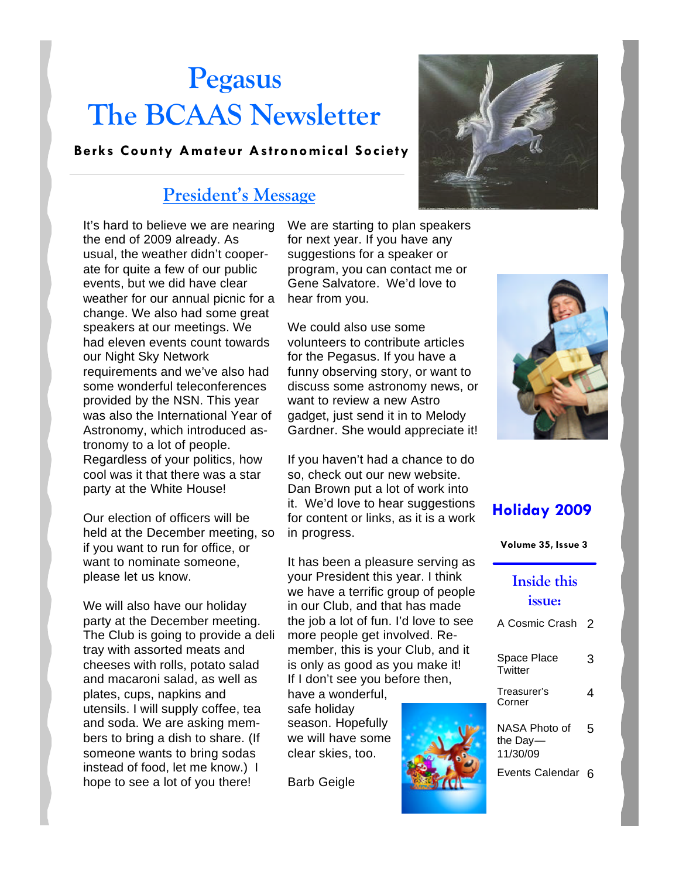# Pegasus
# The BCAAS Newsletter

**Berks County Amateur Astronomical Society**

## President's Message

It's hard to believe we are nearing the end of 2009 already. As usual, the weather didn't cooperate for quite a few of our public events, but we did have clear weather for our annual picnic for a change. We also had some great speakers at our meetings. We had eleven events count towards our Night Sky Network requirements and we've also had some wonderful teleconferences provided by the NSN. This year was also the International Year of Astronomy, which introduced astronomy to a lot of people. Regardless of your politics, how cool was it that there was a star party at the White House!

Our election of officers will be held at the December meeting, so if you want to run for office, or want to nominate someone, please let us know.

We will also have our holiday party at the December meeting. The Club is going to provide a deli tray with assorted meats and cheeses with rolls, potato salad and macaroni salad, as well as plates, cups, napkins and utensils. I will supply coffee, tea and soda. We are asking members to bring a dish to share. (If someone wants to bring sodas instead of food, let me know.) I hope to see a lot of you there!

We are starting to plan speakers for next year. If you have any suggestions for a speaker or program, you can contact me or Gene Salvatore. We'd love to hear from you.

We could also use some volunteers to contribute articles for the Pegasus. If you have a funny observing story, or want to discuss some astronomy news, or want to review a new Astro gadget, just send it in to Melody Gardner. She would appreciate it!

If you haven't had a chance to do so, check out our new website. Dan Brown put a lot of work into it. We'd love to hear suggestions for content or links, as it is a work in progress.

It has been a pleasure serving as your President this year. I think we have a terrific group of people in our Club, and that has made the job a lot of fun. I'd love to see more people get involved. Remember, this is your Club, and it is only as good as you make it! If I don't see you before then, have a wonderful, safe holiday season. Hopefully we will have some clear skies, too.

Barb Geigle

## Holiday 2009

**Volume 35, Issue 3**

### Inside this issue:

| | |
|---|---|
| A Cosmic Crash | 2 |
| Space Place Twitter | 3 |
| Treasurer's Corner | 4 |
| NASA Photo of the Day—11/30/09 | 5 |
| Events Calendar | 6 |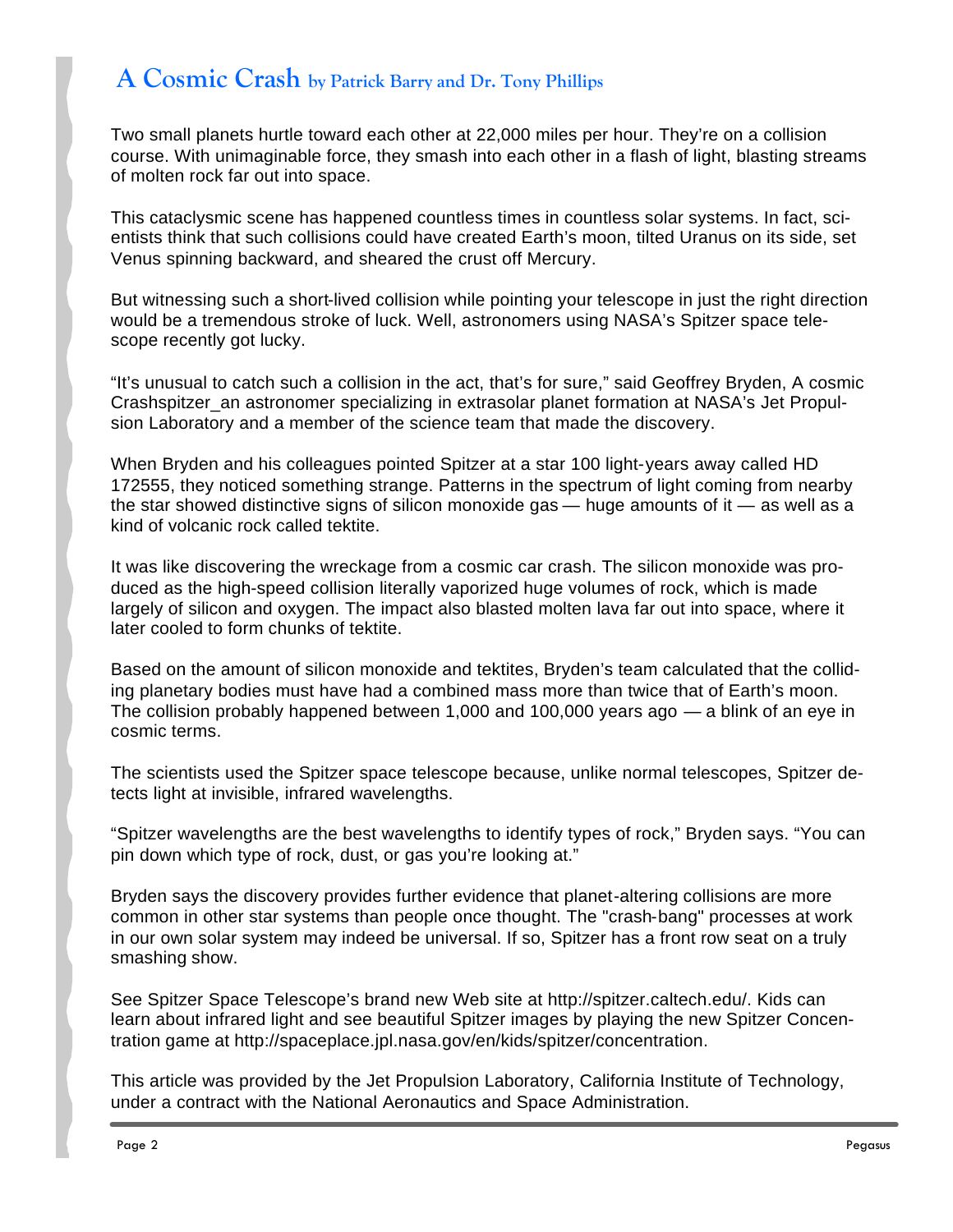# A Cosmic Crash by Patrick Barry and Dr. Tony Phillips

Two small planets hurtle toward each other at 22,000 miles per hour. They're on a collision course. With unimaginable force, they smash into each other in a flash of light, blasting streams of molten rock far out into space.

This cataclysmic scene has happened countless times in countless solar systems. In fact, scientists think that such collisions could have created Earth's moon, tilted Uranus on its side, set Venus spinning backward, and sheared the crust off Mercury.

But witnessing such a short-lived collision while pointing your telescope in just the right direction would be a tremendous stroke of luck. Well, astronomers using NASA's Spitzer space telescope recently got lucky.

"It's unusual to catch such a collision in the act, that's for sure," said Geoffrey Bryden, A cosmic Crashspitzer_an astronomer specializing in extrasolar planet formation at NASA's Jet Propulsion Laboratory and a member of the science team that made the discovery.

When Bryden and his colleagues pointed Spitzer at a star 100 light-years away called HD 172555, they noticed something strange. Patterns in the spectrum of light coming from nearby the star showed distinctive signs of silicon monoxide gas — huge amounts of it — as well as a kind of volcanic rock called tektite.

It was like discovering the wreckage from a cosmic car crash. The silicon monoxide was produced as the high-speed collision literally vaporized huge volumes of rock, which is made largely of silicon and oxygen. The impact also blasted molten lava far out into space, where it later cooled to form chunks of tektite.

Based on the amount of silicon monoxide and tektites, Bryden's team calculated that the colliding planetary bodies must have had a combined mass more than twice that of Earth's moon. The collision probably happened between 1,000 and 100,000 years ago — a blink of an eye in cosmic terms.

The scientists used the Spitzer space telescope because, unlike normal telescopes, Spitzer detects light at invisible, infrared wavelengths.

"Spitzer wavelengths are the best wavelengths to identify types of rock," Bryden says. "You can pin down which type of rock, dust, or gas you're looking at."

Bryden says the discovery provides further evidence that planet-altering collisions are more common in other star systems than people once thought. The "crash-bang" processes at work in our own solar system may indeed be universal. If so, Spitzer has a front row seat on a truly smashing show.

See Spitzer Space Telescope's brand new Web site at http://spitzer.caltech.edu/. Kids can learn about infrared light and see beautiful Spitzer images by playing the new Spitzer Concentration game at http://spaceplace.jpl.nasa.gov/en/kids/spitzer/concentration.

This article was provided by the Jet Propulsion Laboratory, California Institute of Technology, under a contract with the National Aeronautics and Space Administration.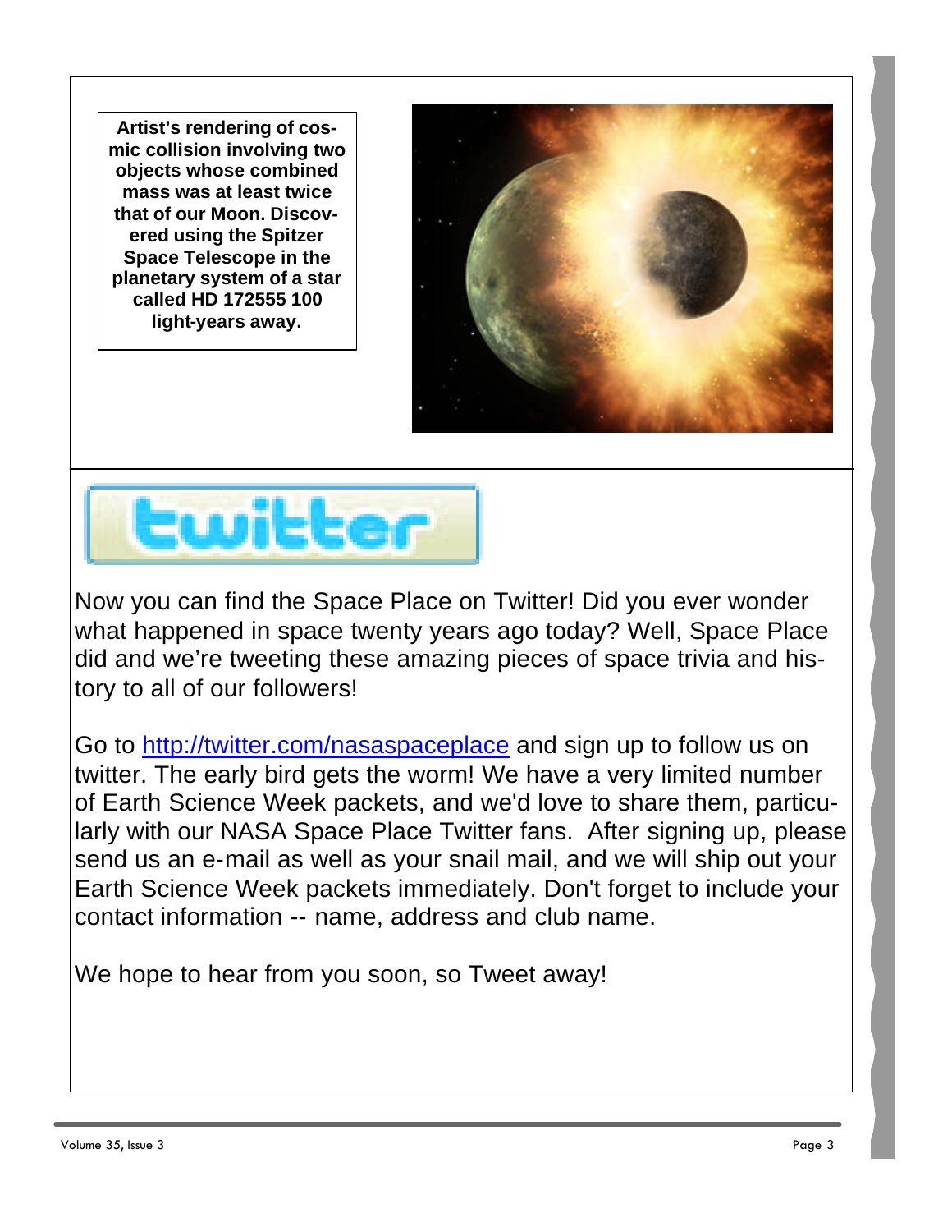**Artist's rendering of cosmic collision involving two objects whose combined mass was at least twice that of our Moon. Discovered using the Spitzer Space Telescope in the planetary system of a star called HD 172555 100 light-years away.**

Now you can find the Space Place on Twitter! Did you ever wonder what happened in space twenty years ago today? Well, Space Place did and we're tweeting these amazing pieces of space trivia and history to all of our followers!

Go to [http://twitter.com/nasaspaceplace](http://twitter.com/nasaspaceplace) and sign up to follow us on twitter. The early bird gets the worm! We have a very limited number of Earth Science Week packets, and we'd love to share them, particularly with our NASA Space Place Twitter fans. After signing up, please send us an e-mail as well as your snail mail, and we will ship out your Earth Science Week packets immediately. Don't forget to include your contact information -- name, address and club name.

We hope to hear from you soon, so Tweet away!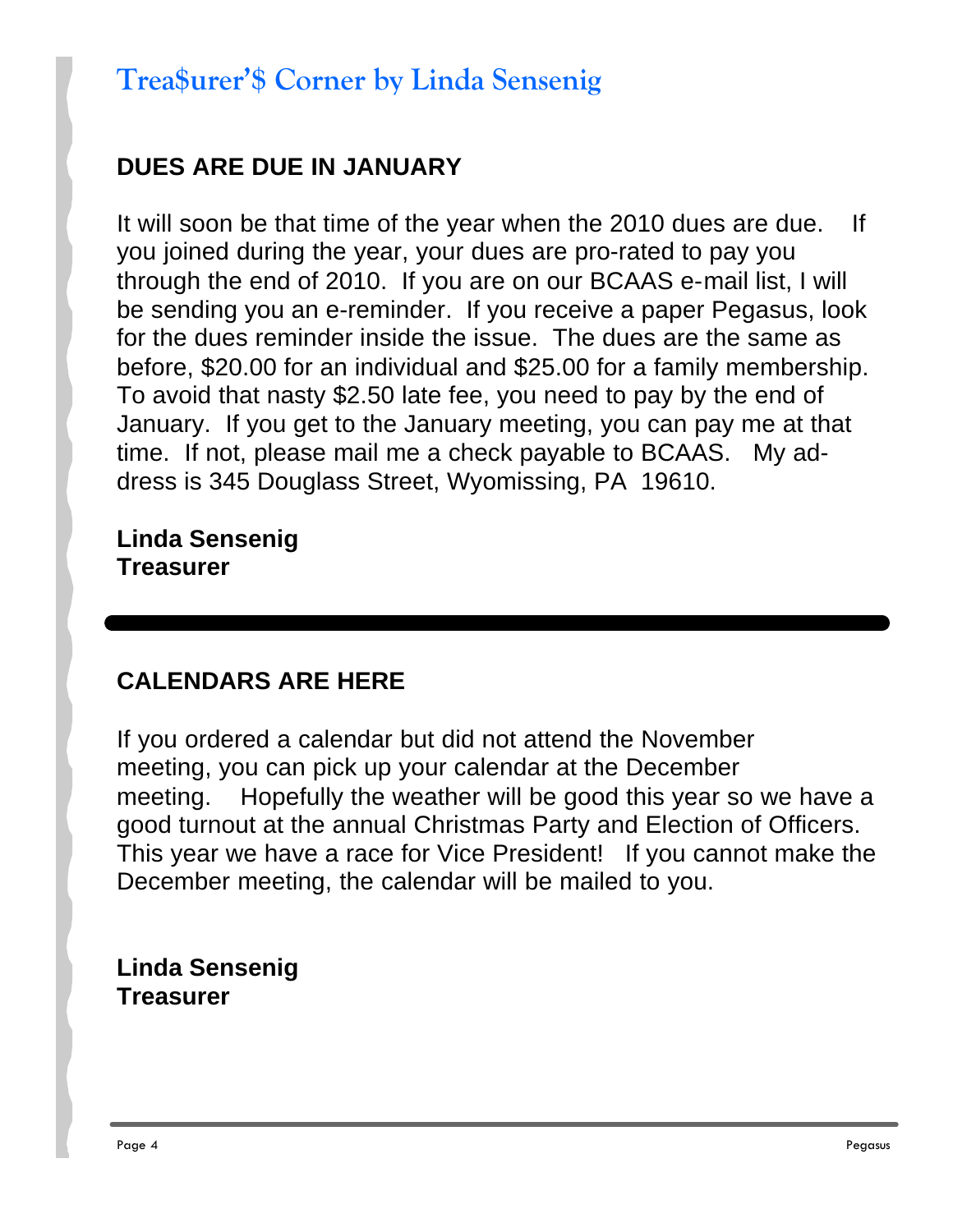# Trea$urer'$ Corner by Linda Sensenig

## DUES ARE DUE IN JANUARY

It will soon be that time of the year when the 2010 dues are due. If you joined during the year, your dues are pro-rated to pay you through the end of 2010. If you are on our BCAAS e-mail list, I will be sending you an e-reminder. If you receive a paper Pegasus, look for the dues reminder inside the issue. The dues are the same as before, $20.00 for an individual and $25.00 for a family membership. To avoid that nasty $2.50 late fee, you need to pay by the end of January. If you get to the January meeting, you can pay me at that time. If not, please mail me a check payable to BCAAS. My address is 345 Douglass Street, Wyomissing, PA 19610.

**Linda Sensenig**
**Treasurer**

---

## CALENDARS ARE HERE

If you ordered a calendar but did not attend the November meeting, you can pick up your calendar at the December meeting. Hopefully the weather will be good this year so we have a good turnout at the annual Christmas Party and Election of Officers. This year we have a race for Vice President! If you cannot make the December meeting, the calendar will be mailed to you.

**Linda Sensenig**
**Treasurer**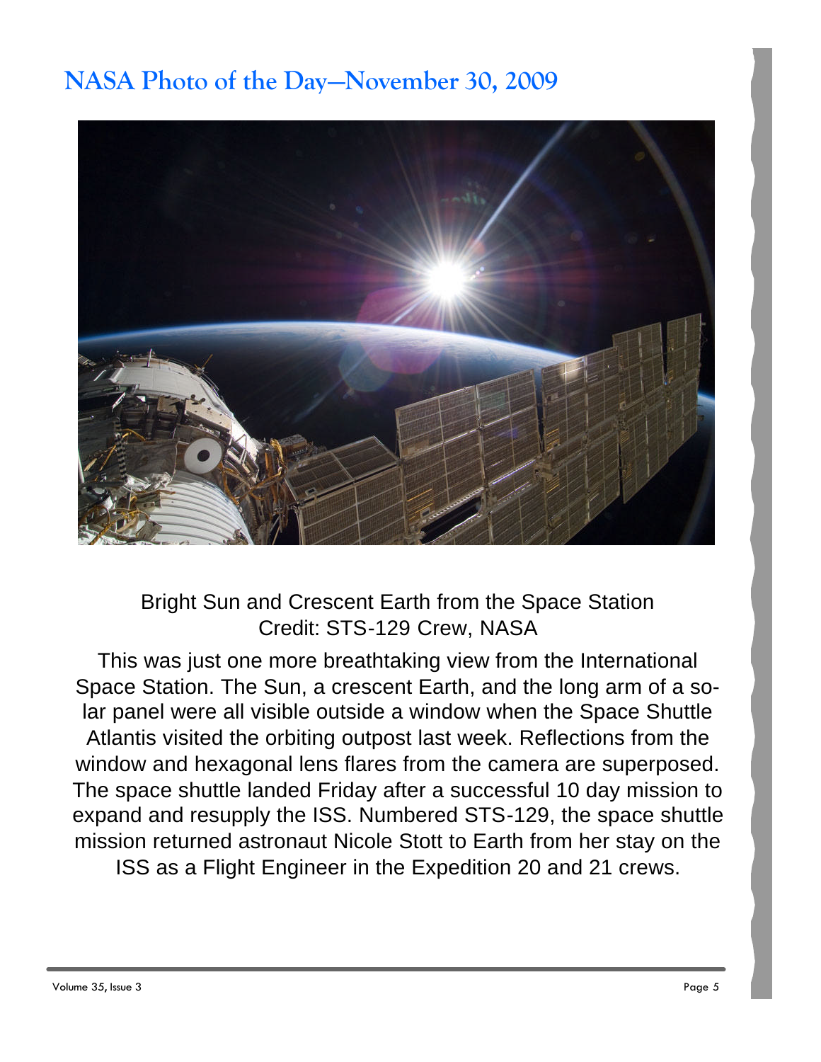# NASA Photo of the Day—November 30, 2009

Bright Sun and Crescent Earth from the Space Station
Credit: STS-129 Crew, NASA

This was just one more breathtaking view from the International Space Station. The Sun, a crescent Earth, and the long arm of a solar panel were all visible outside a window when the Space Shuttle Atlantis visited the orbiting outpost last week. Reflections from the window and hexagonal lens flares from the camera are superposed. The space shuttle landed Friday after a successful 10 day mission to expand and resupply the ISS. Numbered STS-129, the space shuttle mission returned astronaut Nicole Stott to Earth from her stay on the ISS as a Flight Engineer in the Expedition 20 and 21 crews.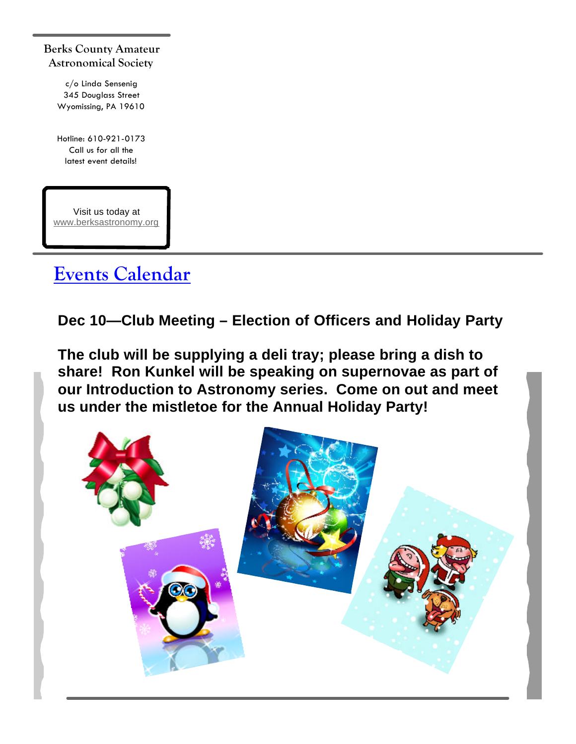**Berks County Amateur Astronomical Society**

c/o Linda Sensenig
345 Douglass Street
Wyomissing, PA 19610

Hotline: 610-921-0173
Call us for all the latest event details!

Visit us today at
www.berksastronomy.org

# Events Calendar

**Dec 10—Club Meeting – Election of Officers and Holiday Party**

**The club will be supplying a deli tray; please bring a dish to share! Ron Kunkel will be speaking on supernovae as part of our Introduction to Astronomy series. Come on out and meet us under the mistletoe for the Annual Holiday Party!**